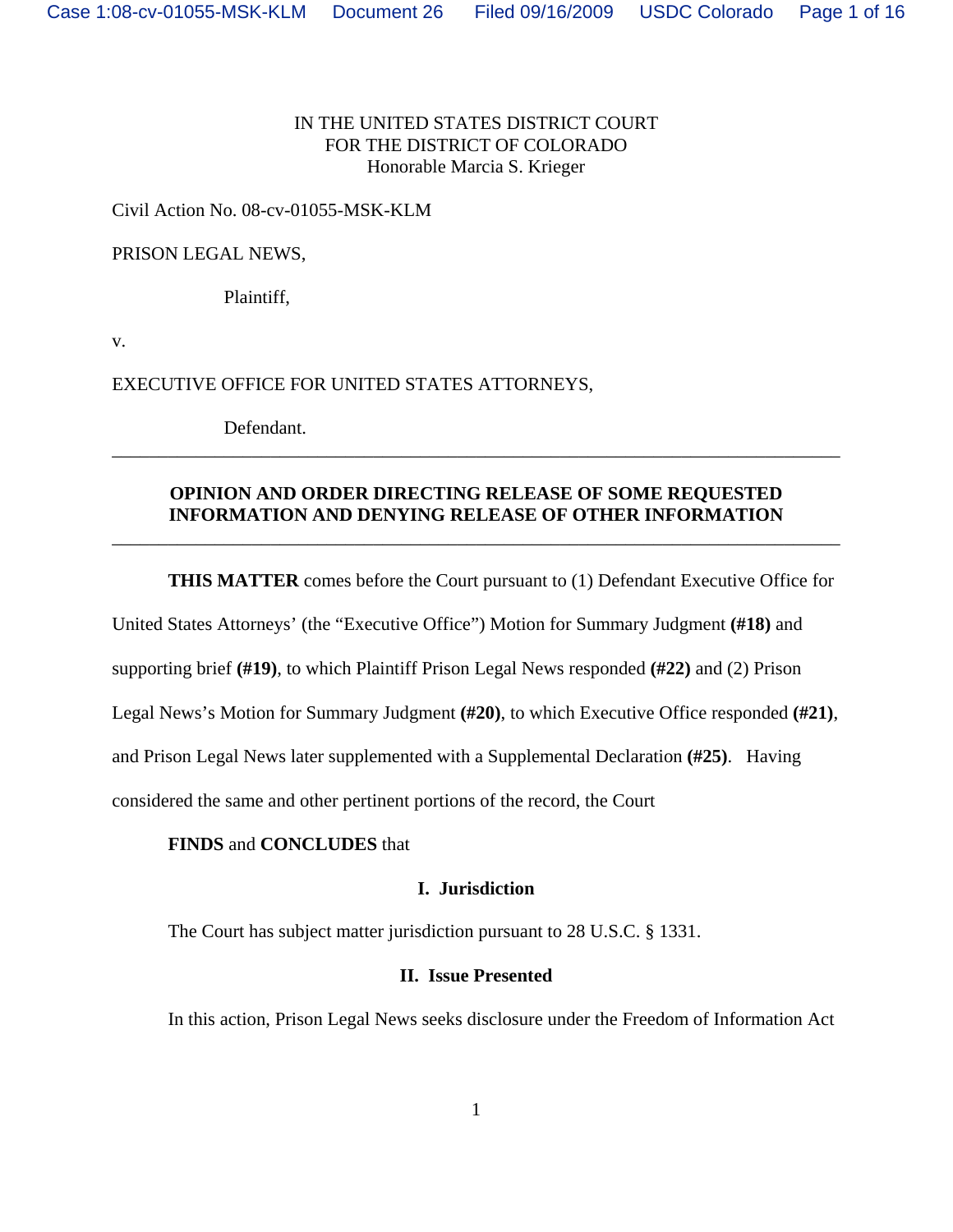IN THE UNITED STATES DISTRICT COURT
FOR THE DISTRICT OF COLORADO
Honorable Marcia S. Krieger

Civil Action No. 08-cv-01055-MSK-KLM

PRISON LEGAL NEWS,

Plaintiff,

v.

EXECUTIVE OFFICE FOR UNITED STATES ATTORNEYS,

Defendant.

---

**OPINION AND ORDER DIRECTING RELEASE OF SOME REQUESTED INFORMATION AND DENYING RELEASE OF OTHER INFORMATION**

---

**THIS MATTER** comes before the Court pursuant to (1) Defendant Executive Office for United States Attorneys' (the "Executive Office") Motion for Summary Judgment **(#18)** and supporting brief **(#19)**, to which Plaintiff Prison Legal News responded **(#22)** and (2) Prison Legal News's Motion for Summary Judgment **(#20)**, to which Executive Office responded **(#21)**, and Prison Legal News later supplemented with a Supplemental Declaration **(#25)**. Having considered the same and other pertinent portions of the record, the Court

**FINDS** and **CONCLUDES** that

## I. Jurisdiction

The Court has subject matter jurisdiction pursuant to 28 U.S.C. § 1331.

## II. Issue Presented

In this action, Prison Legal News seeks disclosure under the Freedom of Information Act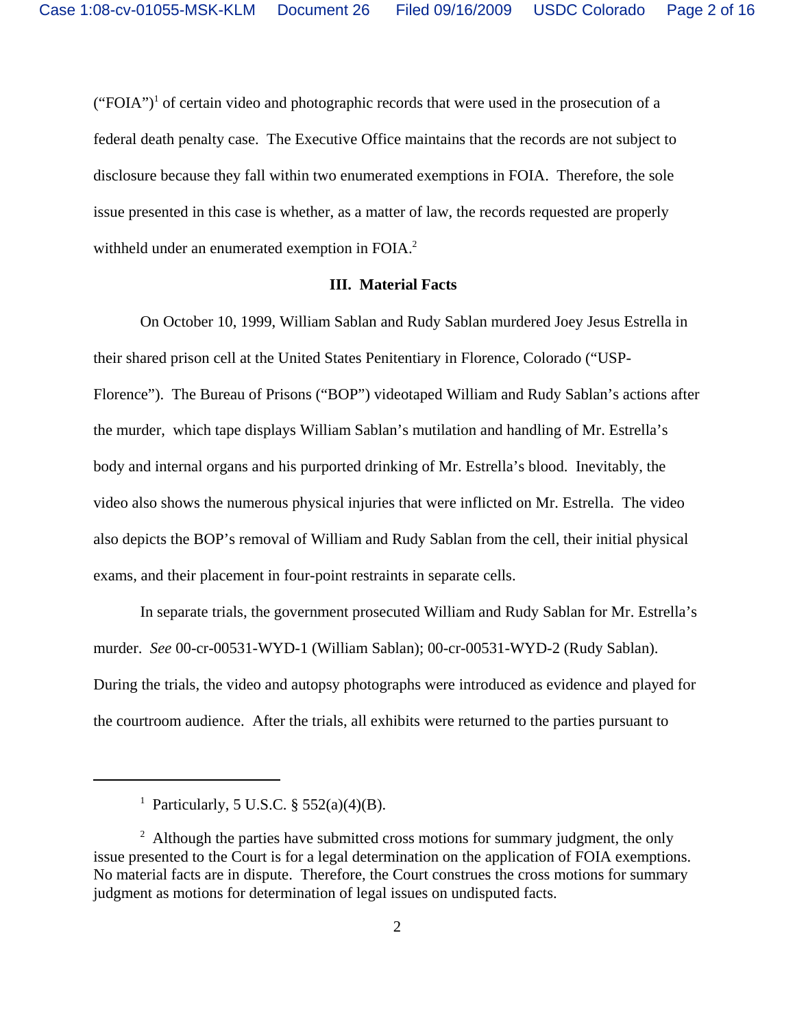("FOIA")[1] of certain video and photographic records that were used in the prosecution of a federal death penalty case. The Executive Office maintains that the records are not subject to disclosure because they fall within two enumerated exemptions in FOIA. Therefore, the sole issue presented in this case is whether, as a matter of law, the records requested are properly withheld under an enumerated exemption in FOIA.[2]

### III. Material Facts

On October 10, 1999, William Sablan and Rudy Sablan murdered Joey Jesus Estrella in their shared prison cell at the United States Penitentiary in Florence, Colorado ("USP-Florence"). The Bureau of Prisons ("BOP") videotaped William and Rudy Sablan's actions after the murder, which tape displays William Sablan's mutilation and handling of Mr. Estrella's body and internal organs and his purported drinking of Mr. Estrella's blood. Inevitably, the video also shows the numerous physical injuries that were inflicted on Mr. Estrella. The video also depicts the BOP's removal of William and Rudy Sablan from the cell, their initial physical exams, and their placement in four-point restraints in separate cells.

In separate trials, the government prosecuted William and Rudy Sablan for Mr. Estrella's murder. *See* 00-cr-00531-WYD-1 (William Sablan); 00-cr-00531-WYD-2 (Rudy Sablan). During the trials, the video and autopsy photographs were introduced as evidence and played for the courtroom audience. After the trials, all exhibits were returned to the parties pursuant to

---

[1] Particularly, 5 U.S.C. § 552(a)(4)(B).

[2] Although the parties have submitted cross motions for summary judgment, the only issue presented to the Court is for a legal determination on the application of FOIA exemptions. No material facts are in dispute. Therefore, the Court construes the cross motions for summary judgment as motions for determination of legal issues on undisputed facts.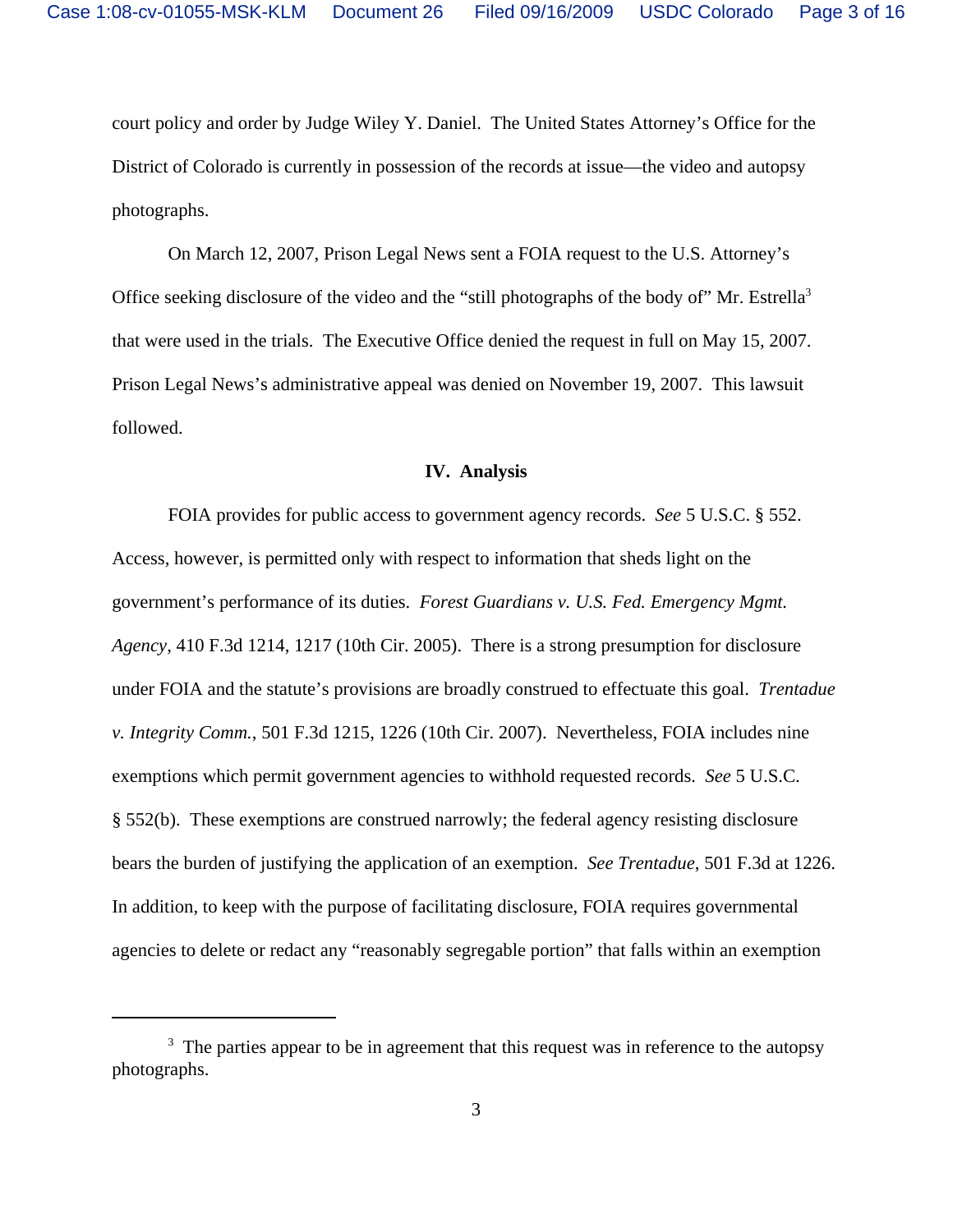court policy and order by Judge Wiley Y. Daniel. The United States Attorney's Office for the District of Colorado is currently in possession of the records at issue—the video and autopsy photographs.

On March 12, 2007, Prison Legal News sent a FOIA request to the U.S. Attorney's Office seeking disclosure of the video and the "still photographs of the body of" Mr. Estrella[3] that were used in the trials. The Executive Office denied the request in full on May 15, 2007. Prison Legal News's administrative appeal was denied on November 19, 2007. This lawsuit followed.

**IV. Analysis**

FOIA provides for public access to government agency records. *See* 5 U.S.C. § 552. Access, however, is permitted only with respect to information that sheds light on the government's performance of its duties. *Forest Guardians v. U.S. Fed. Emergency Mgmt. Agency*, 410 F.3d 1214, 1217 (10th Cir. 2005). There is a strong presumption for disclosure under FOIA and the statute's provisions are broadly construed to effectuate this goal. *Trentadue v. Integrity Comm.*, 501 F.3d 1215, 1226 (10th Cir. 2007). Nevertheless, FOIA includes nine exemptions which permit government agencies to withhold requested records. *See* 5 U.S.C. § 552(b). These exemptions are construed narrowly; the federal agency resisting disclosure bears the burden of justifying the application of an exemption. *See Trentadue*, 501 F.3d at 1226. In addition, to keep with the purpose of facilitating disclosure, FOIA requires governmental agencies to delete or redact any "reasonably segregable portion" that falls within an exemption

[3] The parties appear to be in agreement that this request was in reference to the autopsy photographs.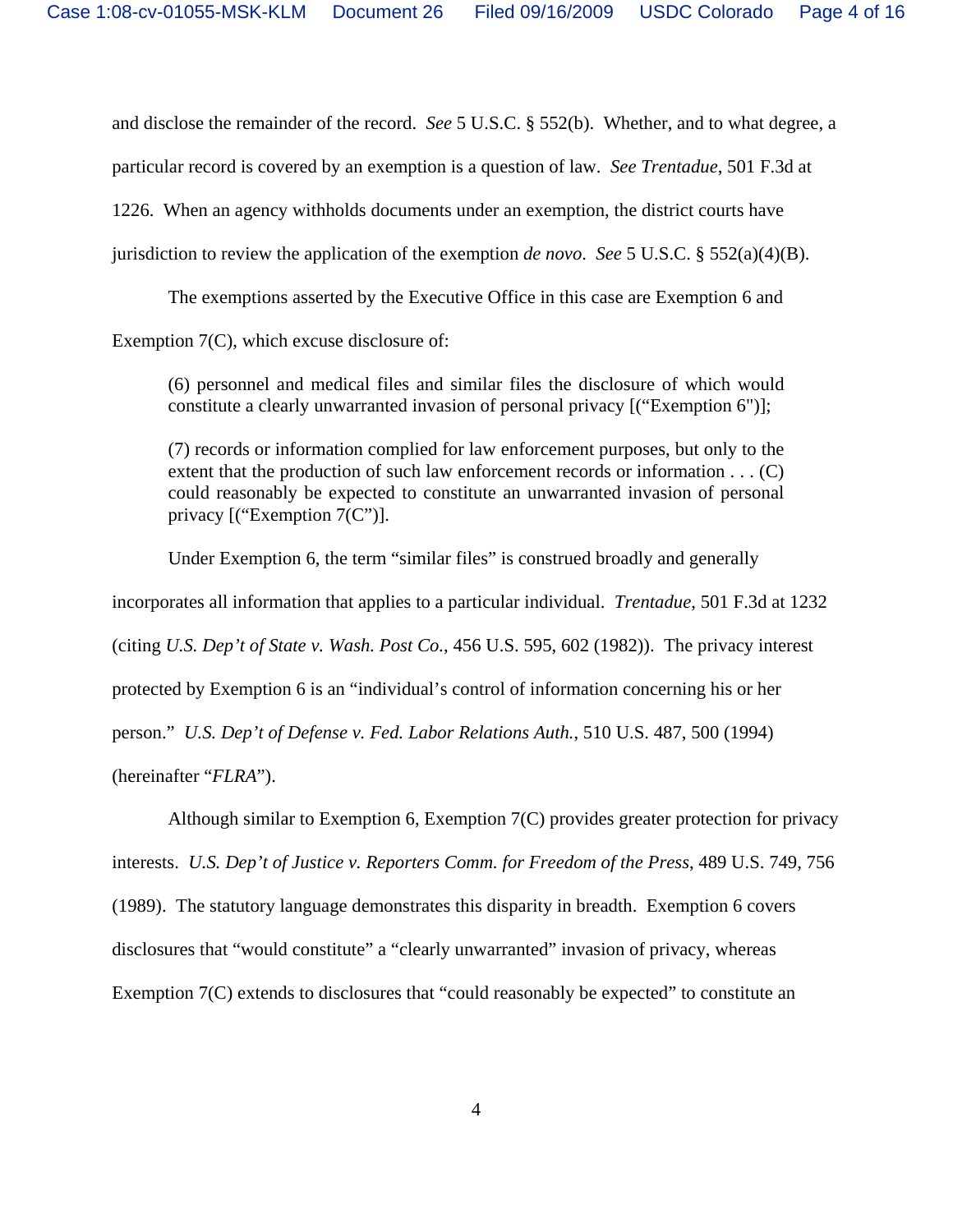and disclose the remainder of the record. *See* 5 U.S.C. § 552(b). Whether, and to what degree, a particular record is covered by an exemption is a question of law. *See Trentadue*, 501 F.3d at 1226. When an agency withholds documents under an exemption, the district courts have jurisdiction to review the application of the exemption *de novo*. *See* 5 U.S.C. § 552(a)(4)(B).

The exemptions asserted by the Executive Office in this case are Exemption 6 and Exemption 7(C), which excuse disclosure of:

> (6) personnel and medical files and similar files the disclosure of which would constitute a clearly unwarranted invasion of personal privacy [("Exemption 6")];
>
> (7) records or information complied for law enforcement purposes, but only to the extent that the production of such law enforcement records or information . . . (C) could reasonably be expected to constitute an unwarranted invasion of personal privacy [("Exemption 7(C")].

Under Exemption 6, the term "similar files" is construed broadly and generally incorporates all information that applies to a particular individual. *Trentadue*, 501 F.3d at 1232 (citing *U.S. Dep't of State v. Wash. Post Co.*, 456 U.S. 595, 602 (1982)). The privacy interest protected by Exemption 6 is an "individual's control of information concerning his or her person." *U.S. Dep't of Defense v. Fed. Labor Relations Auth.*, 510 U.S. 487, 500 (1994) (hereinafter "*FLRA*").

Although similar to Exemption 6, Exemption 7(C) provides greater protection for privacy interests. *U.S. Dep't of Justice v. Reporters Comm. for Freedom of the Press*, 489 U.S. 749, 756 (1989). The statutory language demonstrates this disparity in breadth. Exemption 6 covers disclosures that "would constitute" a "clearly unwarranted" invasion of privacy, whereas Exemption 7(C) extends to disclosures that "could reasonably be expected" to constitute an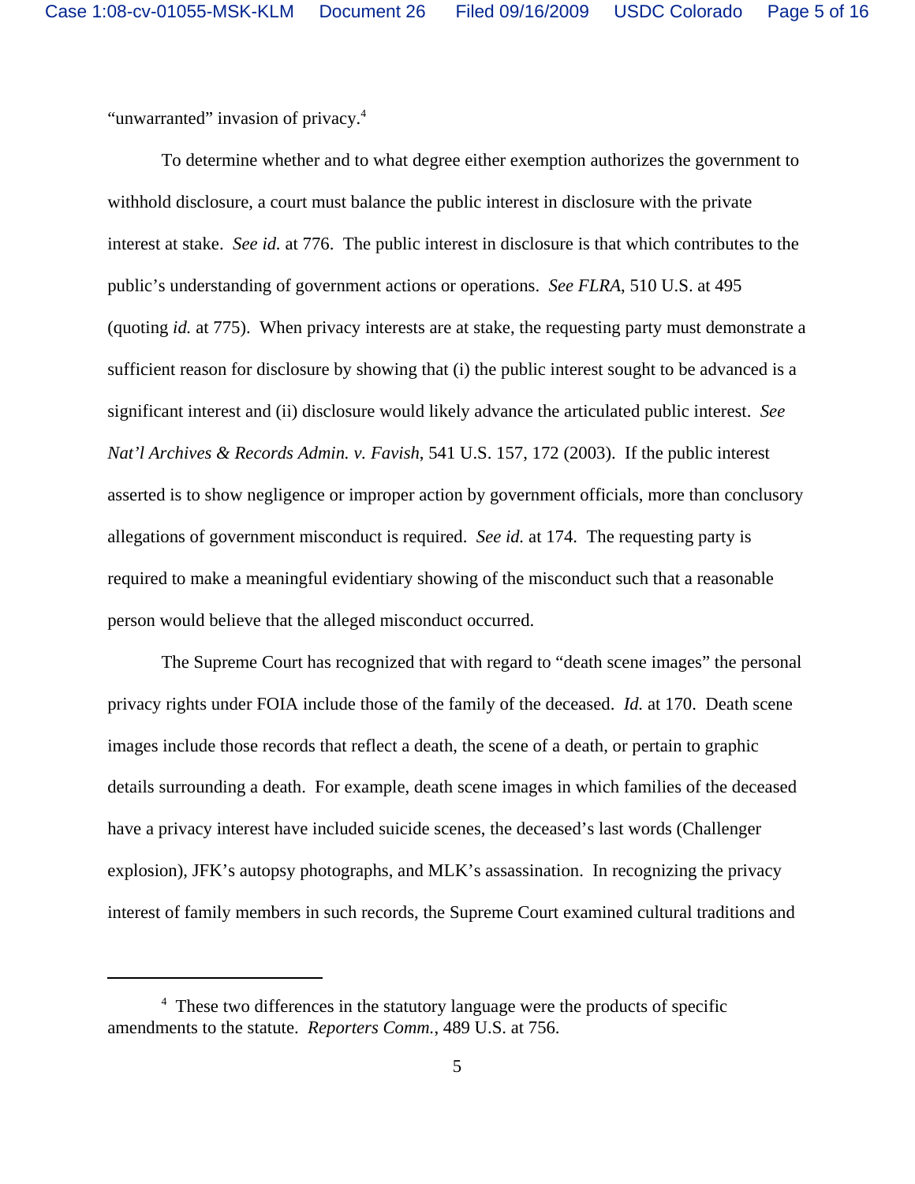"unwarranted" invasion of privacy.[4]

To determine whether and to what degree either exemption authorizes the government to withhold disclosure, a court must balance the public interest in disclosure with the private interest at stake. *See id.* at 776. The public interest in disclosure is that which contributes to the public's understanding of government actions or operations. *See FLRA*, 510 U.S. at 495 (quoting *id.* at 775). When privacy interests are at stake, the requesting party must demonstrate a sufficient reason for disclosure by showing that (i) the public interest sought to be advanced is a significant interest and (ii) disclosure would likely advance the articulated public interest. *See Nat'l Archives & Records Admin. v. Favish*, 541 U.S. 157, 172 (2003). If the public interest asserted is to show negligence or improper action by government officials, more than conclusory allegations of government misconduct is required. *See id.* at 174. The requesting party is required to make a meaningful evidentiary showing of the misconduct such that a reasonable person would believe that the alleged misconduct occurred.

The Supreme Court has recognized that with regard to "death scene images" the personal privacy rights under FOIA include those of the family of the deceased. *Id.* at 170. Death scene images include those records that reflect a death, the scene of a death, or pertain to graphic details surrounding a death. For example, death scene images in which families of the deceased have a privacy interest have included suicide scenes, the deceased's last words (Challenger explosion), JFK's autopsy photographs, and MLK's assassination. In recognizing the privacy interest of family members in such records, the Supreme Court examined cultural traditions and

---

[4] These two differences in the statutory language were the products of specific amendments to the statute. *Reporters Comm.*, 489 U.S. at 756.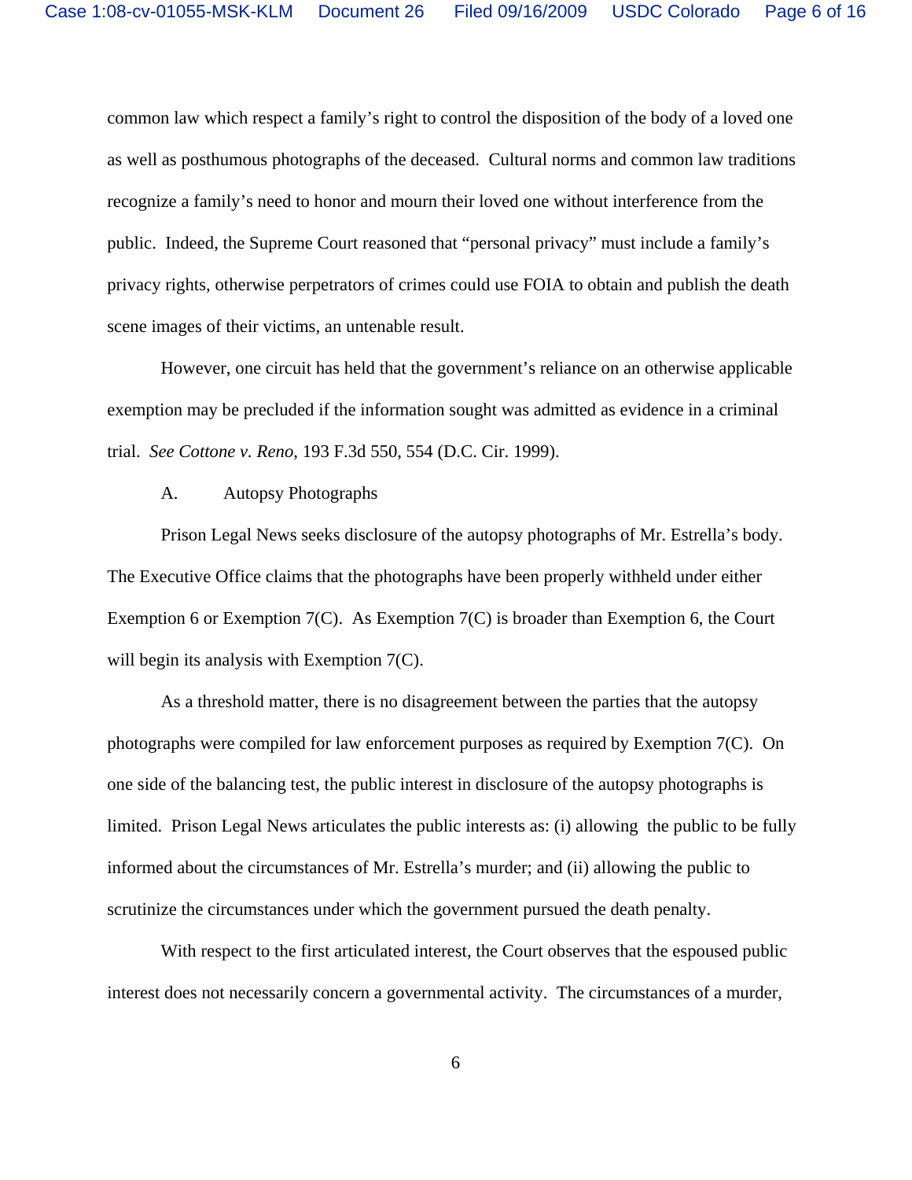common law which respect a family's right to control the disposition of the body of a loved one as well as posthumous photographs of the deceased. Cultural norms and common law traditions recognize a family's need to honor and mourn their loved one without interference from the public. Indeed, the Supreme Court reasoned that "personal privacy" must include a family's privacy rights, otherwise perpetrators of crimes could use FOIA to obtain and publish the death scene images of their victims, an untenable result.

However, one circuit has held that the government's reliance on an otherwise applicable exemption may be precluded if the information sought was admitted as evidence in a criminal trial. *See Cottone v. Reno*, 193 F.3d 550, 554 (D.C. Cir. 1999).

A. Autopsy Photographs

Prison Legal News seeks disclosure of the autopsy photographs of Mr. Estrella's body. The Executive Office claims that the photographs have been properly withheld under either Exemption 6 or Exemption 7(C). As Exemption 7(C) is broader than Exemption 6, the Court will begin its analysis with Exemption 7(C).

As a threshold matter, there is no disagreement between the parties that the autopsy photographs were compiled for law enforcement purposes as required by Exemption 7(C). On one side of the balancing test, the public interest in disclosure of the autopsy photographs is limited. Prison Legal News articulates the public interests as: (i) allowing the public to be fully informed about the circumstances of Mr. Estrella's murder; and (ii) allowing the public to scrutinize the circumstances under which the government pursued the death penalty.

With respect to the first articulated interest, the Court observes that the espoused public interest does not necessarily concern a governmental activity. The circumstances of a murder,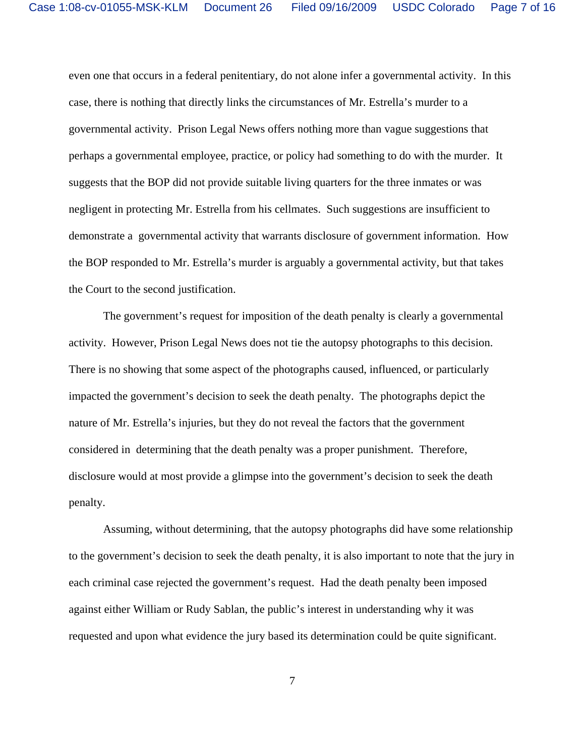even one that occurs in a federal penitentiary, do not alone infer a governmental activity. In this case, there is nothing that directly links the circumstances of Mr. Estrella's murder to a governmental activity. Prison Legal News offers nothing more than vague suggestions that perhaps a governmental employee, practice, or policy had something to do with the murder. It suggests that the BOP did not provide suitable living quarters for the three inmates or was negligent in protecting Mr. Estrella from his cellmates. Such suggestions are insufficient to demonstrate a governmental activity that warrants disclosure of government information. How the BOP responded to Mr. Estrella's murder is arguably a governmental activity, but that takes the Court to the second justification.

The government's request for imposition of the death penalty is clearly a governmental activity. However, Prison Legal News does not tie the autopsy photographs to this decision. There is no showing that some aspect of the photographs caused, influenced, or particularly impacted the government's decision to seek the death penalty. The photographs depict the nature of Mr. Estrella's injuries, but they do not reveal the factors that the government considered in determining that the death penalty was a proper punishment. Therefore, disclosure would at most provide a glimpse into the government's decision to seek the death penalty.

Assuming, without determining, that the autopsy photographs did have some relationship to the government's decision to seek the death penalty, it is also important to note that the jury in each criminal case rejected the government's request. Had the death penalty been imposed against either William or Rudy Sablan, the public's interest in understanding why it was requested and upon what evidence the jury based its determination could be quite significant.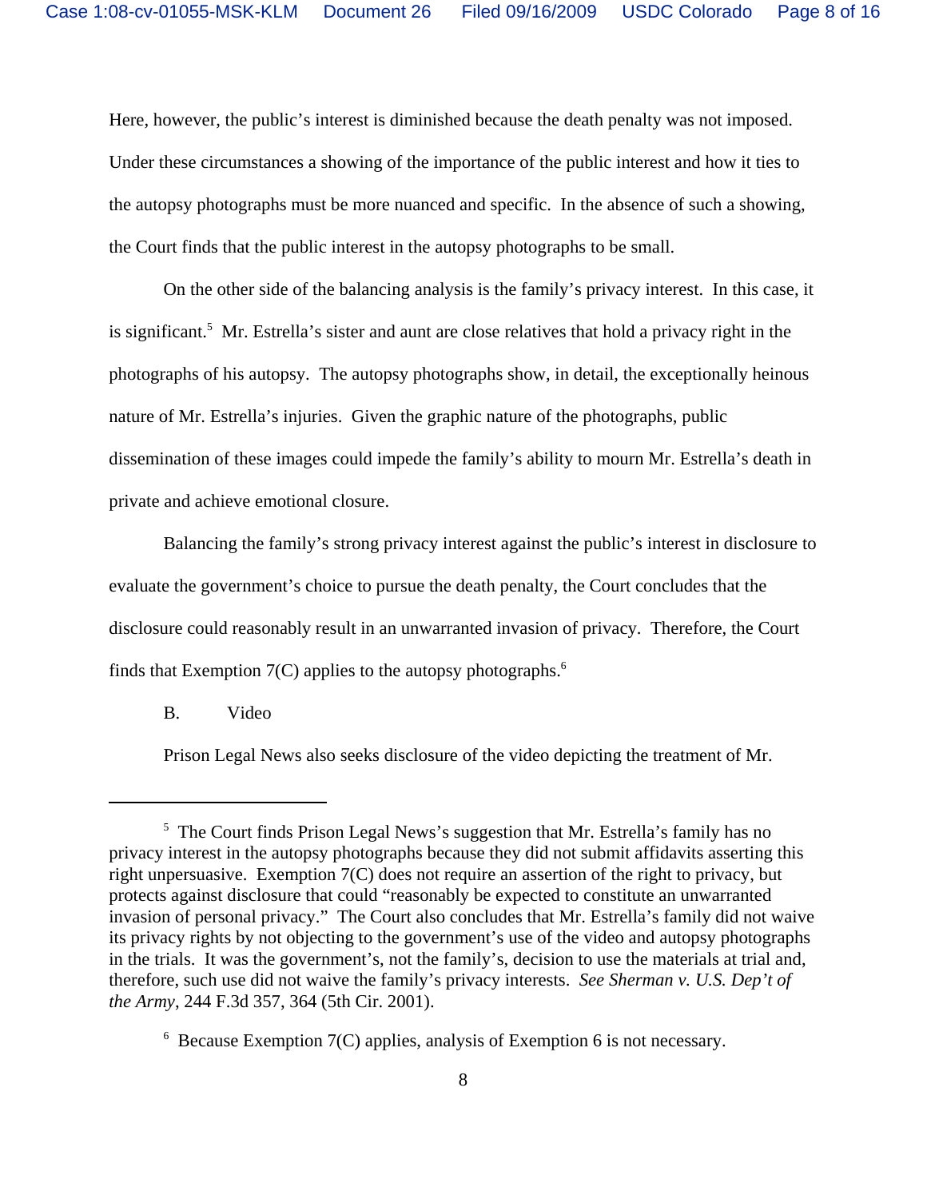Here, however, the public's interest is diminished because the death penalty was not imposed. Under these circumstances a showing of the importance of the public interest and how it ties to the autopsy photographs must be more nuanced and specific. In the absence of such a showing, the Court finds that the public interest in the autopsy photographs to be small.

On the other side of the balancing analysis is the family's privacy interest. In this case, it is significant.[5] Mr. Estrella's sister and aunt are close relatives that hold a privacy right in the photographs of his autopsy. The autopsy photographs show, in detail, the exceptionally heinous nature of Mr. Estrella's injuries. Given the graphic nature of the photographs, public dissemination of these images could impede the family's ability to mourn Mr. Estrella's death in private and achieve emotional closure.

Balancing the family's strong privacy interest against the public's interest in disclosure to evaluate the government's choice to pursue the death penalty, the Court concludes that the disclosure could reasonably result in an unwarranted invasion of privacy. Therefore, the Court finds that Exemption 7(C) applies to the autopsy photographs.[6]

B. Video

Prison Legal News also seeks disclosure of the video depicting the treatment of Mr.

---

[5] The Court finds Prison Legal News's suggestion that Mr. Estrella's family has no privacy interest in the autopsy photographs because they did not submit affidavits asserting this right unpersuasive. Exemption 7(C) does not require an assertion of the right to privacy, but protects against disclosure that could "reasonably be expected to constitute an unwarranted invasion of personal privacy." The Court also concludes that Mr. Estrella's family did not waive its privacy rights by not objecting to the government's use of the video and autopsy photographs in the trials. It was the government's, not the family's, decision to use the materials at trial and, therefore, such use did not waive the family's privacy interests. *See Sherman v. U.S. Dep't of the Army*, 244 F.3d 357, 364 (5th Cir. 2001).

[6] Because Exemption 7(C) applies, analysis of Exemption 6 is not necessary.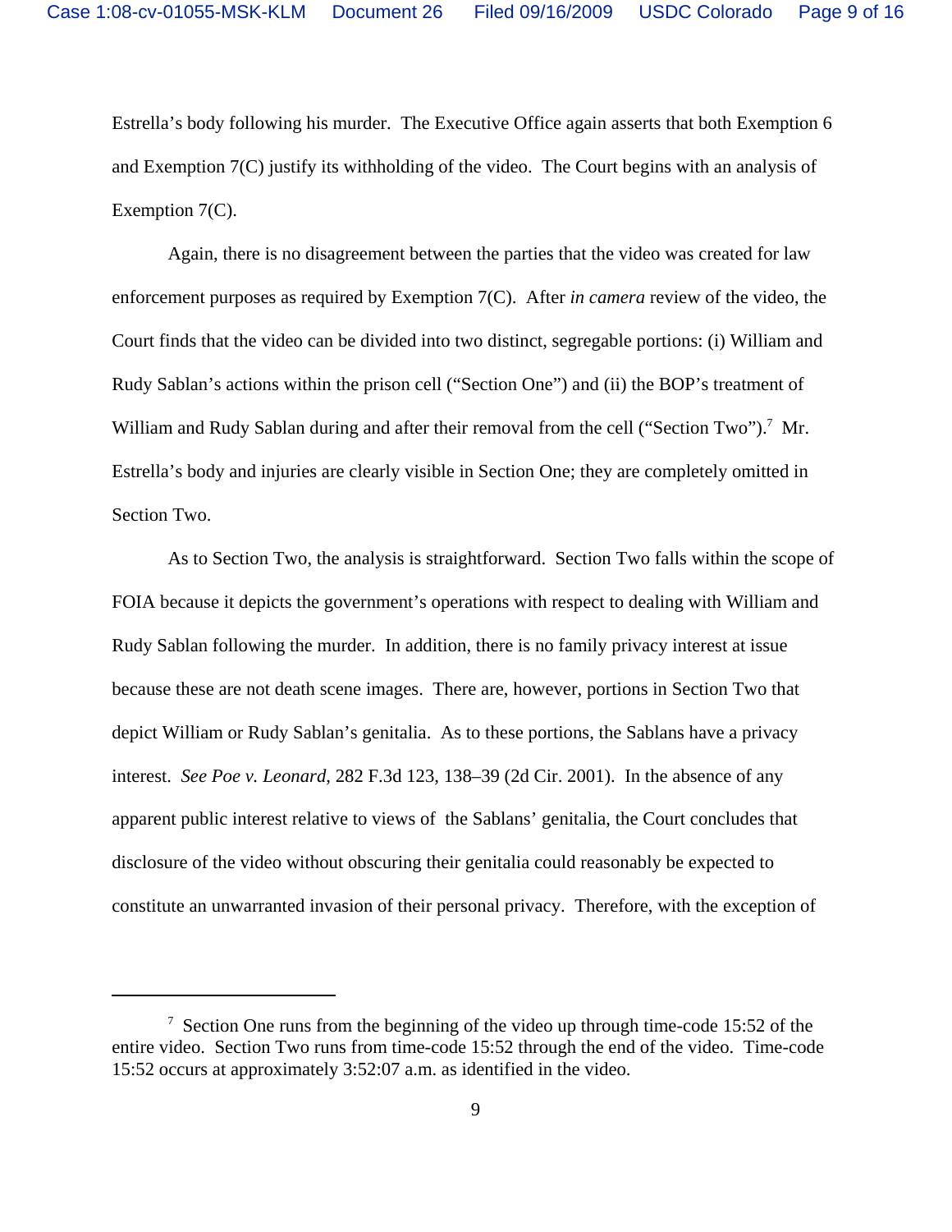Estrella's body following his murder. The Executive Office again asserts that both Exemption 6 and Exemption 7(C) justify its withholding of the video. The Court begins with an analysis of Exemption 7(C).

Again, there is no disagreement between the parties that the video was created for law enforcement purposes as required by Exemption 7(C). After *in camera* review of the video, the Court finds that the video can be divided into two distinct, segregable portions: (i) William and Rudy Sablan's actions within the prison cell ("Section One") and (ii) the BOP's treatment of William and Rudy Sablan during and after their removal from the cell ("Section Two").[7] Mr. Estrella's body and injuries are clearly visible in Section One; they are completely omitted in Section Two.

As to Section Two, the analysis is straightforward. Section Two falls within the scope of FOIA because it depicts the government's operations with respect to dealing with William and Rudy Sablan following the murder. In addition, there is no family privacy interest at issue because these are not death scene images. There are, however, portions in Section Two that depict William or Rudy Sablan's genitalia. As to these portions, the Sablans have a privacy interest. *See Poe v. Leonard*, 282 F.3d 123, 138–39 (2d Cir. 2001). In the absence of any apparent public interest relative to views of the Sablans' genitalia, the Court concludes that disclosure of the video without obscuring their genitalia could reasonably be expected to constitute an unwarranted invasion of their personal privacy. Therefore, with the exception of

---

[7] Section One runs from the beginning of the video up through time-code 15:52 of the entire video. Section Two runs from time-code 15:52 through the end of the video. Time-code 15:52 occurs at approximately 3:52:07 a.m. as identified in the video.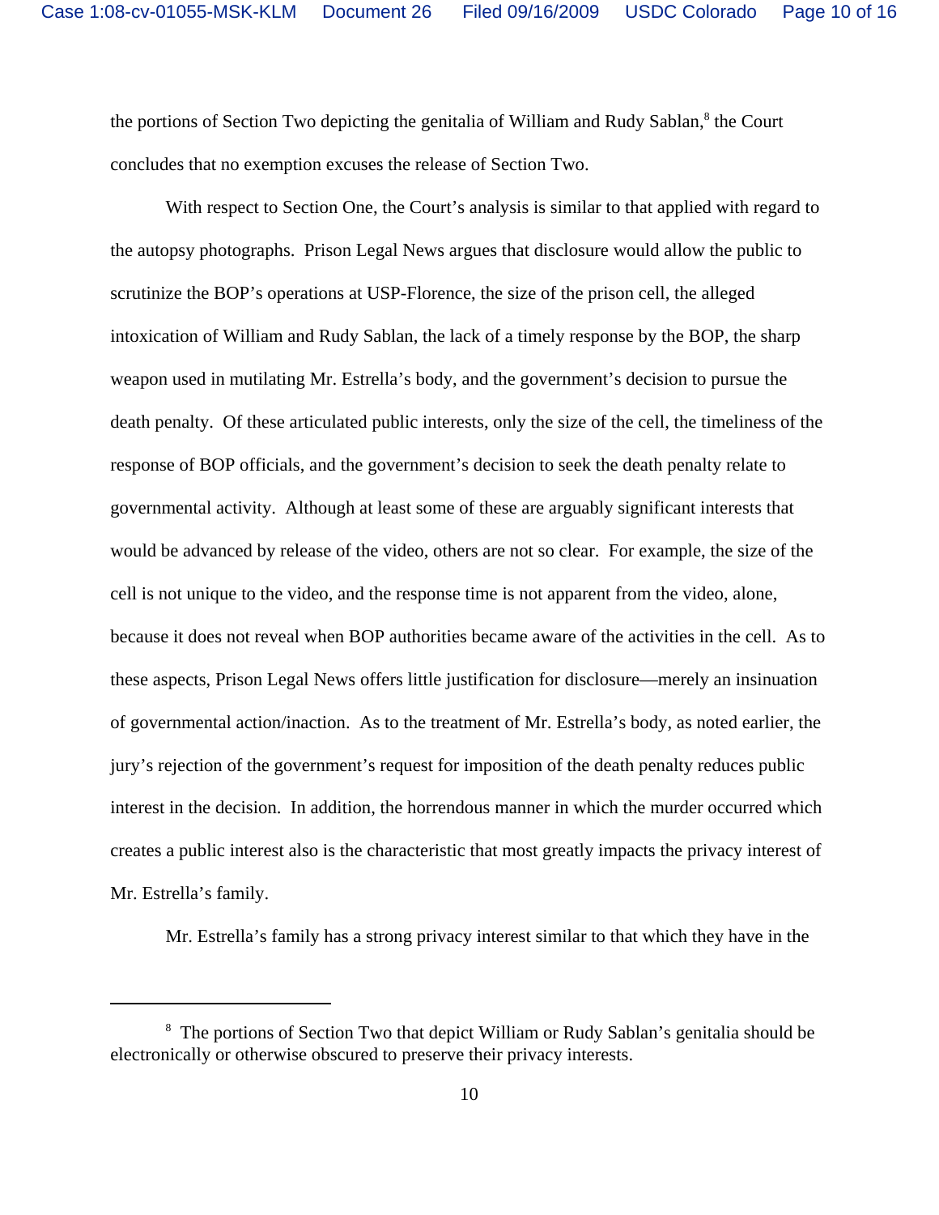the portions of Section Two depicting the genitalia of William and Rudy Sablan,[8] the Court concludes that no exemption excuses the release of Section Two.

With respect to Section One, the Court's analysis is similar to that applied with regard to the autopsy photographs. Prison Legal News argues that disclosure would allow the public to scrutinize the BOP's operations at USP-Florence, the size of the prison cell, the alleged intoxication of William and Rudy Sablan, the lack of a timely response by the BOP, the sharp weapon used in mutilating Mr. Estrella's body, and the government's decision to pursue the death penalty. Of these articulated public interests, only the size of the cell, the timeliness of the response of BOP officials, and the government's decision to seek the death penalty relate to governmental activity. Although at least some of these are arguably significant interests that would be advanced by release of the video, others are not so clear. For example, the size of the cell is not unique to the video, and the response time is not apparent from the video, alone, because it does not reveal when BOP authorities became aware of the activities in the cell. As to these aspects, Prison Legal News offers little justification for disclosure—merely an insinuation of governmental action/inaction. As to the treatment of Mr. Estrella's body, as noted earlier, the jury's rejection of the government's request for imposition of the death penalty reduces public interest in the decision. In addition, the horrendous manner in which the murder occurred which creates a public interest also is the characteristic that most greatly impacts the privacy interest of Mr. Estrella's family.

Mr. Estrella's family has a strong privacy interest similar to that which they have in the

---

[8] The portions of Section Two that depict William or Rudy Sablan's genitalia should be electronically or otherwise obscured to preserve their privacy interests.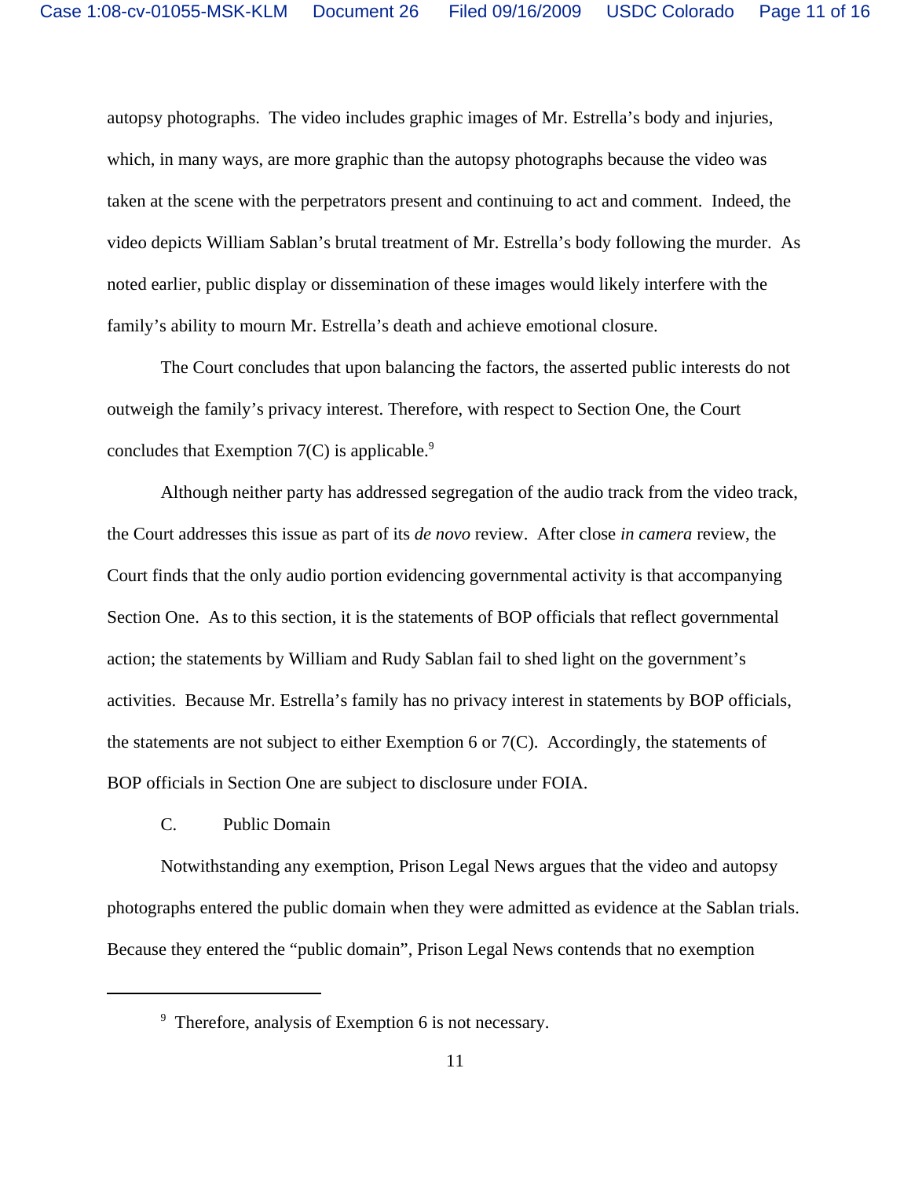autopsy photographs. The video includes graphic images of Mr. Estrella's body and injuries, which, in many ways, are more graphic than the autopsy photographs because the video was taken at the scene with the perpetrators present and continuing to act and comment. Indeed, the video depicts William Sablan's brutal treatment of Mr. Estrella's body following the murder. As noted earlier, public display or dissemination of these images would likely interfere with the family's ability to mourn Mr. Estrella's death and achieve emotional closure.

The Court concludes that upon balancing the factors, the asserted public interests do not outweigh the family's privacy interest. Therefore, with respect to Section One, the Court concludes that Exemption 7(C) is applicable.[9]

Although neither party has addressed segregation of the audio track from the video track, the Court addresses this issue as part of its *de novo* review. After close *in camera* review, the Court finds that the only audio portion evidencing governmental activity is that accompanying Section One. As to this section, it is the statements of BOP officials that reflect governmental action; the statements by William and Rudy Sablan fail to shed light on the government's activities. Because Mr. Estrella's family has no privacy interest in statements by BOP officials, the statements are not subject to either Exemption 6 or 7(C). Accordingly, the statements of BOP officials in Section One are subject to disclosure under FOIA.

C. Public Domain

Notwithstanding any exemption, Prison Legal News argues that the video and autopsy photographs entered the public domain when they were admitted as evidence at the Sablan trials. Because they entered the "public domain", Prison Legal News contends that no exemption

---

[9] Therefore, analysis of Exemption 6 is not necessary.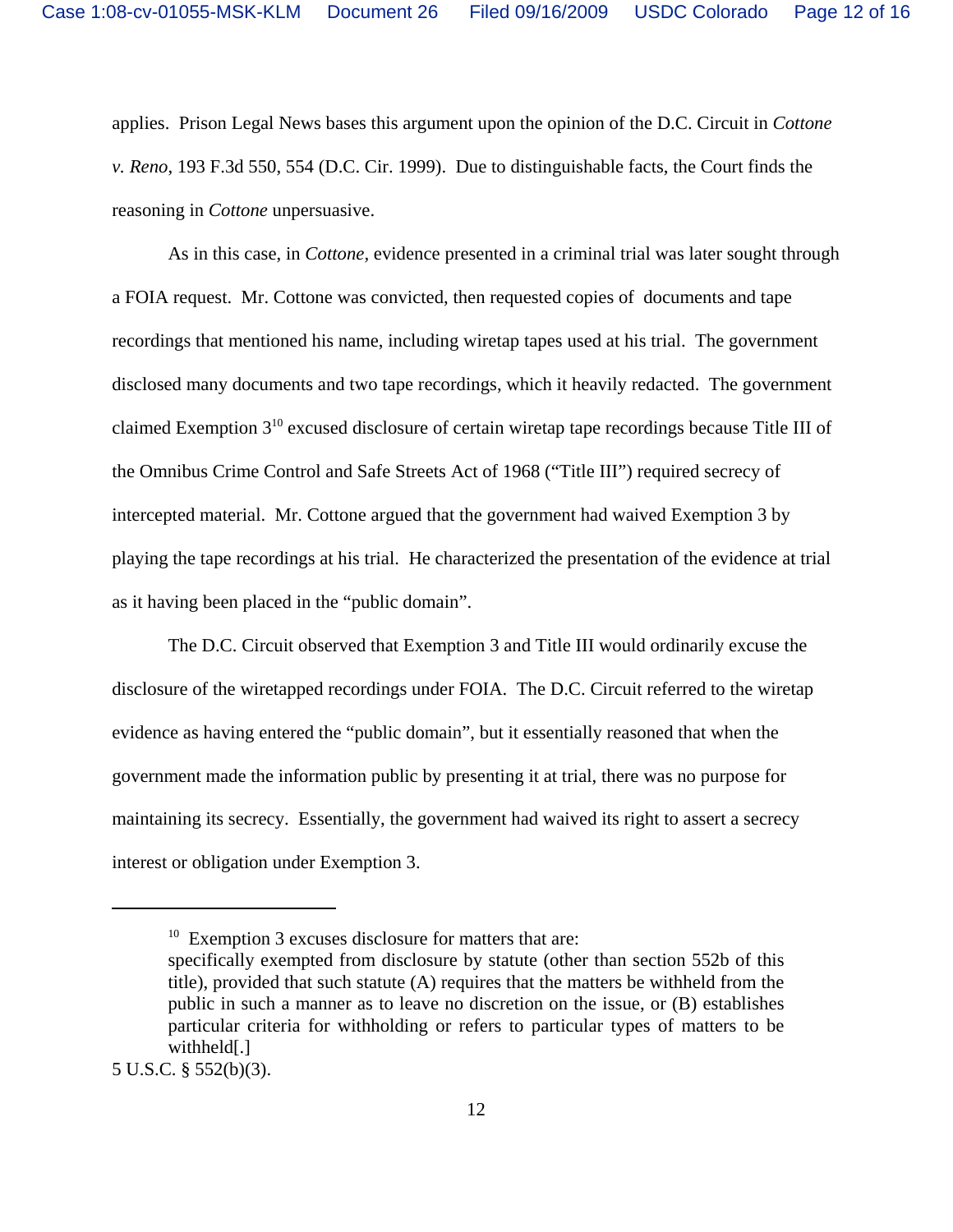applies. Prison Legal News bases this argument upon the opinion of the D.C. Circuit in *Cottone v. Reno*, 193 F.3d 550, 554 (D.C. Cir. 1999). Due to distinguishable facts, the Court finds the reasoning in *Cottone* unpersuasive.

As in this case, in *Cottone,* evidence presented in a criminal trial was later sought through a FOIA request. Mr. Cottone was convicted, then requested copies of documents and tape recordings that mentioned his name, including wiretap tapes used at his trial. The government disclosed many documents and two tape recordings, which it heavily redacted. The government claimed Exemption 3[10] excused disclosure of certain wiretap tape recordings because Title III of the Omnibus Crime Control and Safe Streets Act of 1968 ("Title III") required secrecy of intercepted material. Mr. Cottone argued that the government had waived Exemption 3 by playing the tape recordings at his trial. He characterized the presentation of the evidence at trial as it having been placed in the "public domain".

The D.C. Circuit observed that Exemption 3 and Title III would ordinarily excuse the disclosure of the wiretapped recordings under FOIA. The D.C. Circuit referred to the wiretap evidence as having entered the "public domain", but it essentially reasoned that when the government made the information public by presenting it at trial, there was no purpose for maintaining its secrecy. Essentially, the government had waived its right to assert a secrecy interest or obligation under Exemption 3.

---

[10] Exemption 3 excuses disclosure for matters that are:

> specifically exempted from disclosure by statute (other than section 552b of this title), provided that such statute (A) requires that the matters be withheld from the public in such a manner as to leave no discretion on the issue, or (B) establishes particular criteria for withholding or refers to particular types of matters to be withheld[.]

5 U.S.C. § 552(b)(3).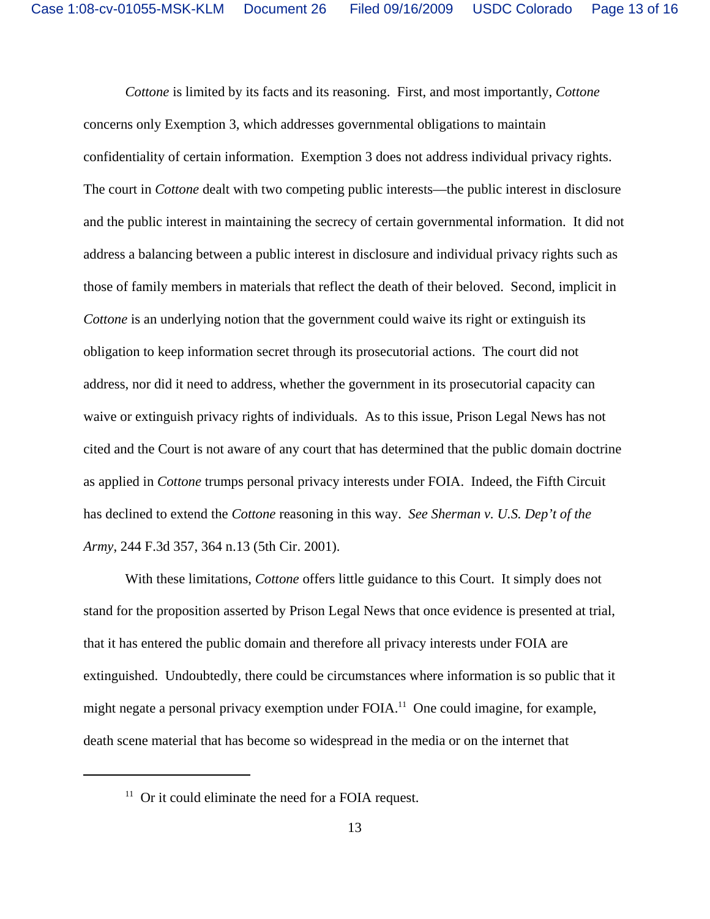*Cottone* is limited by its facts and its reasoning. First, and most importantly, *Cottone* concerns only Exemption 3, which addresses governmental obligations to maintain confidentiality of certain information. Exemption 3 does not address individual privacy rights. The court in *Cottone* dealt with two competing public interests—the public interest in disclosure and the public interest in maintaining the secrecy of certain governmental information. It did not address a balancing between a public interest in disclosure and individual privacy rights such as those of family members in materials that reflect the death of their beloved. Second, implicit in *Cottone* is an underlying notion that the government could waive its right or extinguish its obligation to keep information secret through its prosecutorial actions. The court did not address, nor did it need to address, whether the government in its prosecutorial capacity can waive or extinguish privacy rights of individuals. As to this issue, Prison Legal News has not cited and the Court is not aware of any court that has determined that the public domain doctrine as applied in *Cottone* trumps personal privacy interests under FOIA. Indeed, the Fifth Circuit has declined to extend the *Cottone* reasoning in this way. *See Sherman v. U.S. Dep't of the Army*, 244 F.3d 357, 364 n.13 (5th Cir. 2001).

With these limitations, *Cottone* offers little guidance to this Court. It simply does not stand for the proposition asserted by Prison Legal News that once evidence is presented at trial, that it has entered the public domain and therefore all privacy interests under FOIA are extinguished. Undoubtedly, there could be circumstances where information is so public that it might negate a personal privacy exemption under FOIA.[11] One could imagine, for example, death scene material that has become so widespread in the media or on the internet that

[11] Or it could eliminate the need for a FOIA request.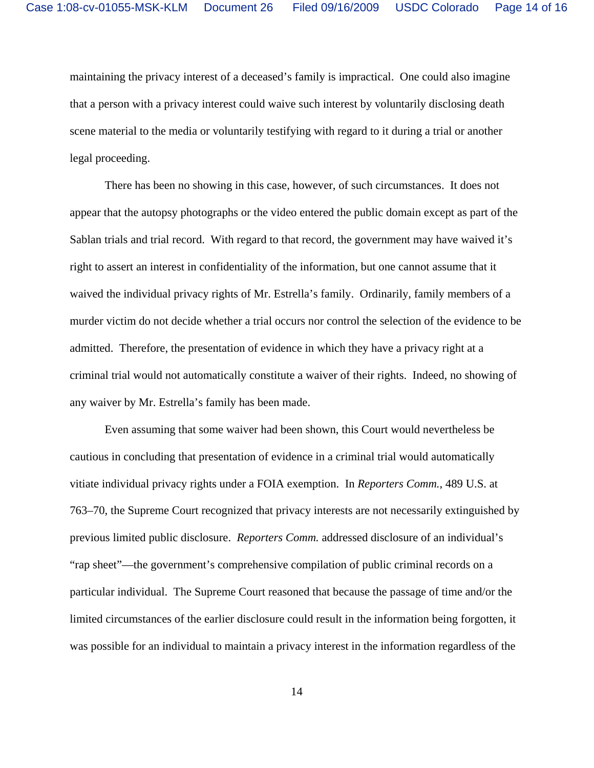maintaining the privacy interest of a deceased's family is impractical. One could also imagine that a person with a privacy interest could waive such interest by voluntarily disclosing death scene material to the media or voluntarily testifying with regard to it during a trial or another legal proceeding.

There has been no showing in this case, however, of such circumstances. It does not appear that the autopsy photographs or the video entered the public domain except as part of the Sablan trials and trial record. With regard to that record, the government may have waived it's right to assert an interest in confidentiality of the information, but one cannot assume that it waived the individual privacy rights of Mr. Estrella's family. Ordinarily, family members of a murder victim do not decide whether a trial occurs nor control the selection of the evidence to be admitted. Therefore, the presentation of evidence in which they have a privacy right at a criminal trial would not automatically constitute a waiver of their rights. Indeed, no showing of any waiver by Mr. Estrella's family has been made.

Even assuming that some waiver had been shown, this Court would nevertheless be cautious in concluding that presentation of evidence in a criminal trial would automatically vitiate individual privacy rights under a FOIA exemption. In *Reporters Comm.*, 489 U.S. at 763–70, the Supreme Court recognized that privacy interests are not necessarily extinguished by previous limited public disclosure. *Reporters Comm.* addressed disclosure of an individual's "rap sheet"—the government's comprehensive compilation of public criminal records on a particular individual. The Supreme Court reasoned that because the passage of time and/or the limited circumstances of the earlier disclosure could result in the information being forgotten, it was possible for an individual to maintain a privacy interest in the information regardless of the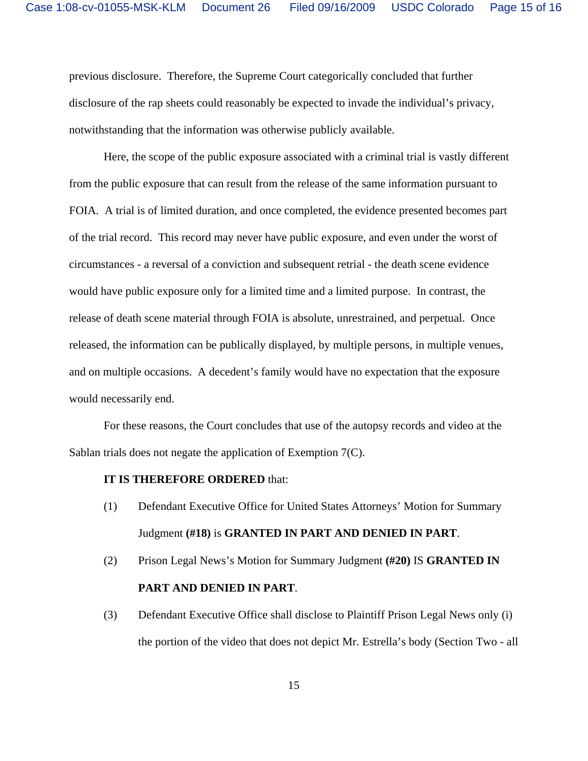previous disclosure. Therefore, the Supreme Court categorically concluded that further disclosure of the rap sheets could reasonably be expected to invade the individual's privacy, notwithstanding that the information was otherwise publicly available.

Here, the scope of the public exposure associated with a criminal trial is vastly different from the public exposure that can result from the release of the same information pursuant to FOIA. A trial is of limited duration, and once completed, the evidence presented becomes part of the trial record. This record may never have public exposure, and even under the worst of circumstances - a reversal of a conviction and subsequent retrial - the death scene evidence would have public exposure only for a limited time and a limited purpose. In contrast, the release of death scene material through FOIA is absolute, unrestrained, and perpetual. Once released, the information can be publically displayed, by multiple persons, in multiple venues, and on multiple occasions. A decedent's family would have no expectation that the exposure would necessarily end.

For these reasons, the Court concludes that use of the autopsy records and video at the Sablan trials does not negate the application of Exemption 7(C).

**IT IS THEREFORE ORDERED** that:

(1) Defendant Executive Office for United States Attorneys' Motion for Summary Judgment **(#18)** is **GRANTED IN PART AND DENIED IN PART**.

(2) Prison Legal News's Motion for Summary Judgment **(#20)** IS **GRANTED IN PART AND DENIED IN PART**.

(3) Defendant Executive Office shall disclose to Plaintiff Prison Legal News only (i) the portion of the video that does not depict Mr. Estrella's body (Section Two - all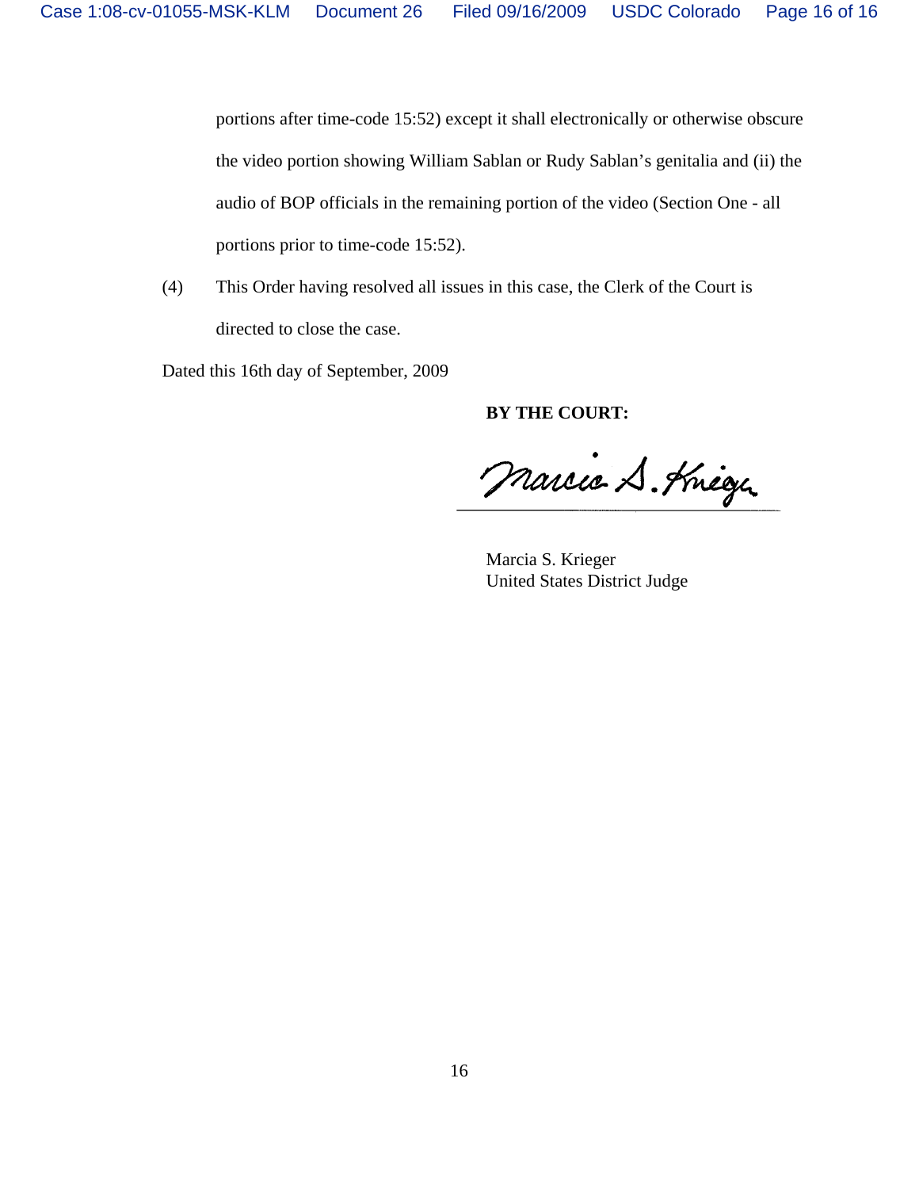portions after time-code 15:52) except it shall electronically or otherwise obscure the video portion showing William Sablan or Rudy Sablan's genitalia and (ii) the audio of BOP officials in the remaining portion of the video (Section One - all portions prior to time-code 15:52).

(4) This Order having resolved all issues in this case, the Clerk of the Court is directed to close the case.

Dated this 16th day of September, 2009

**BY THE COURT:**

Marcia S. Krieger
United States District Judge